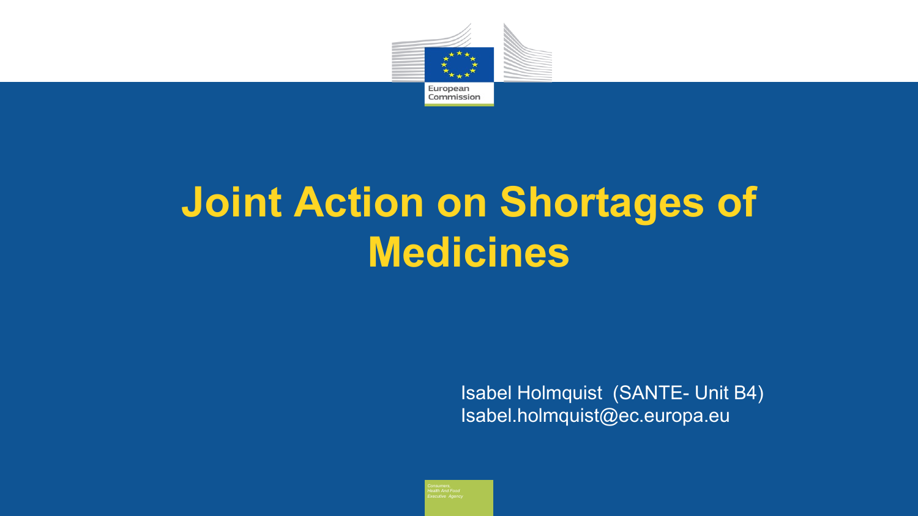European Commission

# Joint Action on Shortages of Medicines

Isabel Holmquist (SANTE- Unit B4)
Isabel.holmquist@ec.europa.eu

Consumers, Health And Food Executive Agency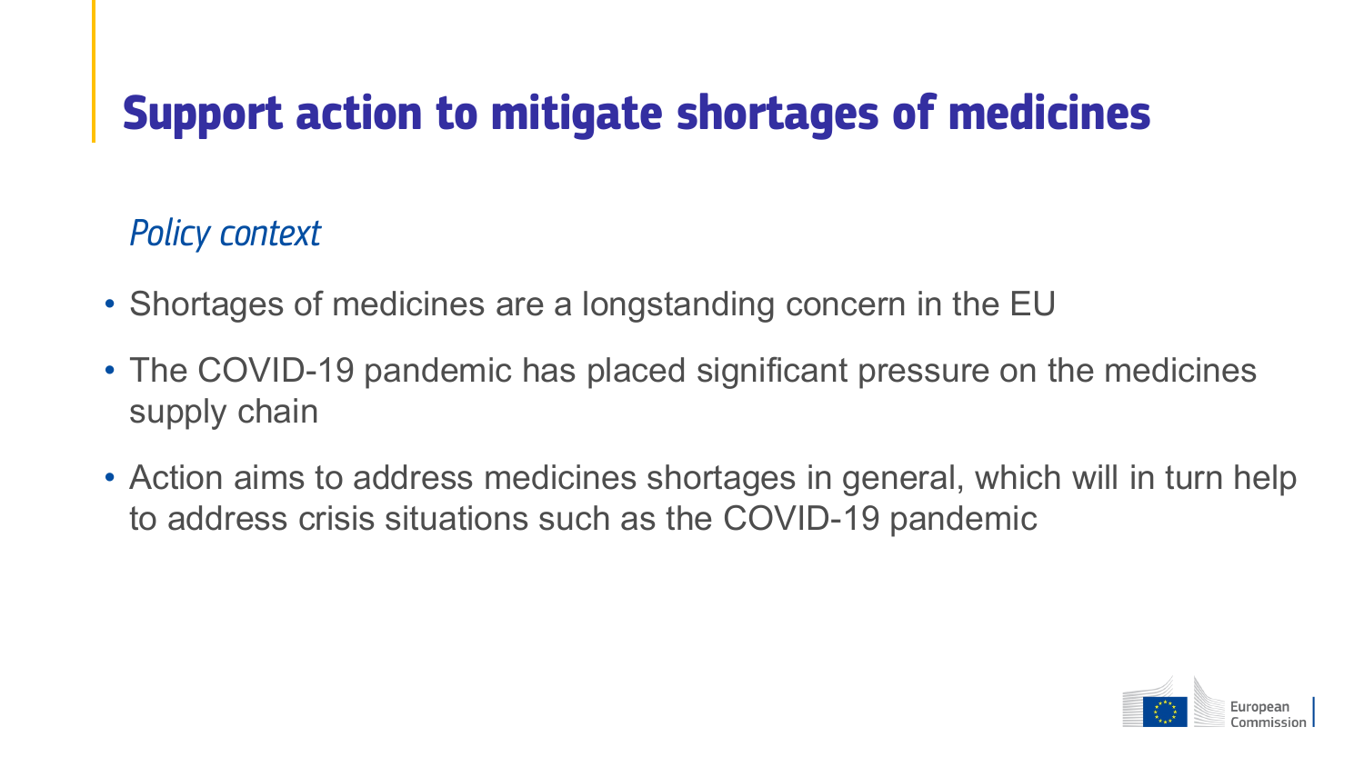# Support action to mitigate shortages of medicines

*Policy context*

- Shortages of medicines are a longstanding concern in the EU
- The COVID-19 pandemic has placed significant pressure on the medicines supply chain
- Action aims to address medicines shortages in general, which will in turn help to address crisis situations such as the COVID-19 pandemic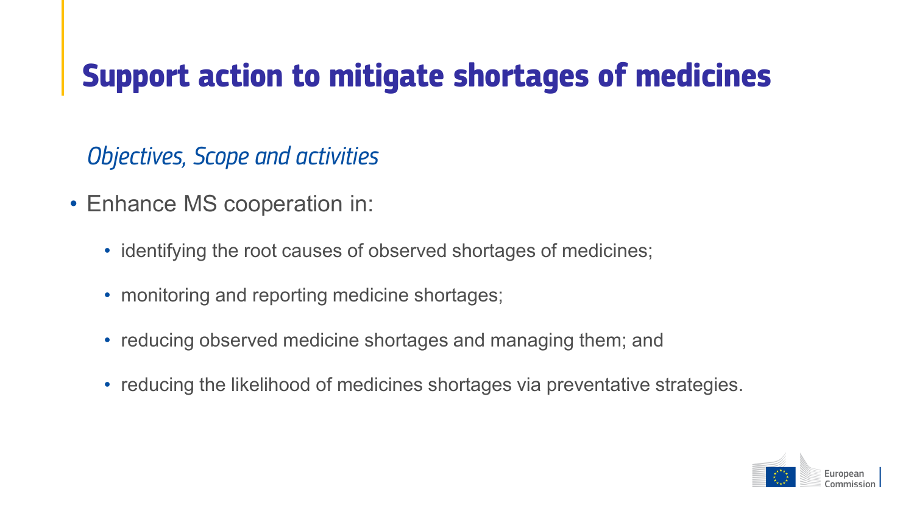# Support action to mitigate shortages of medicines

*Objectives, Scope and activities*

- Enhance MS cooperation in:
  - identifying the root causes of observed shortages of medicines;
  - monitoring and reporting medicine shortages;
  - reducing observed medicine shortages and managing them; and
  - reducing the likelihood of medicines shortages via preventative strategies.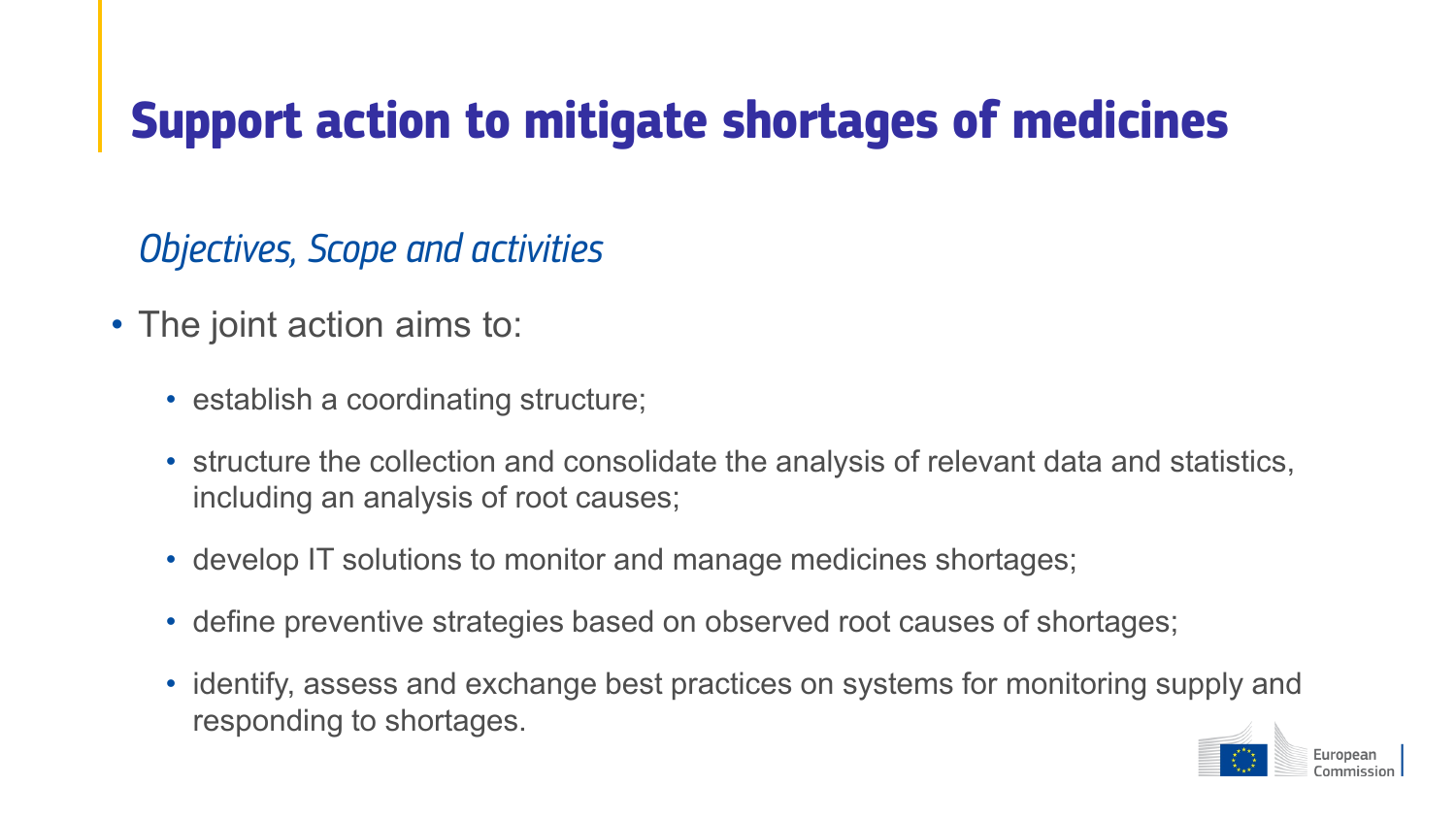# Support action to mitigate shortages of medicines

*Objectives, Scope and activities*

- The joint action aims to:
  - establish a coordinating structure;
  - structure the collection and consolidate the analysis of relevant data and statistics, including an analysis of root causes;
  - develop IT solutions to monitor and manage medicines shortages;
  - define preventive strategies based on observed root causes of shortages;
  - identify, assess and exchange best practices on systems for monitoring supply and responding to shortages.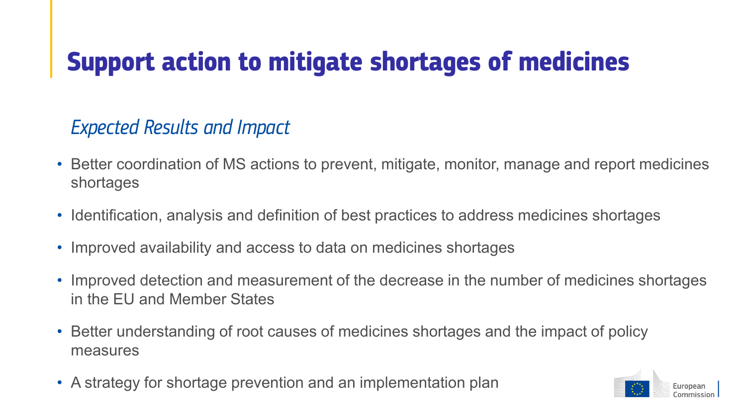# Support action to mitigate shortages of medicines

## *Expected Results and Impact*

- Better coordination of MS actions to prevent, mitigate, monitor, manage and report medicines shortages
- Identification, analysis and definition of best practices to address medicines shortages
- Improved availability and access to data on medicines shortages
- Improved detection and measurement of the decrease in the number of medicines shortages in the EU and Member States
- Better understanding of root causes of medicines shortages and the impact of policy measures
- A strategy for shortage prevention and an implementation plan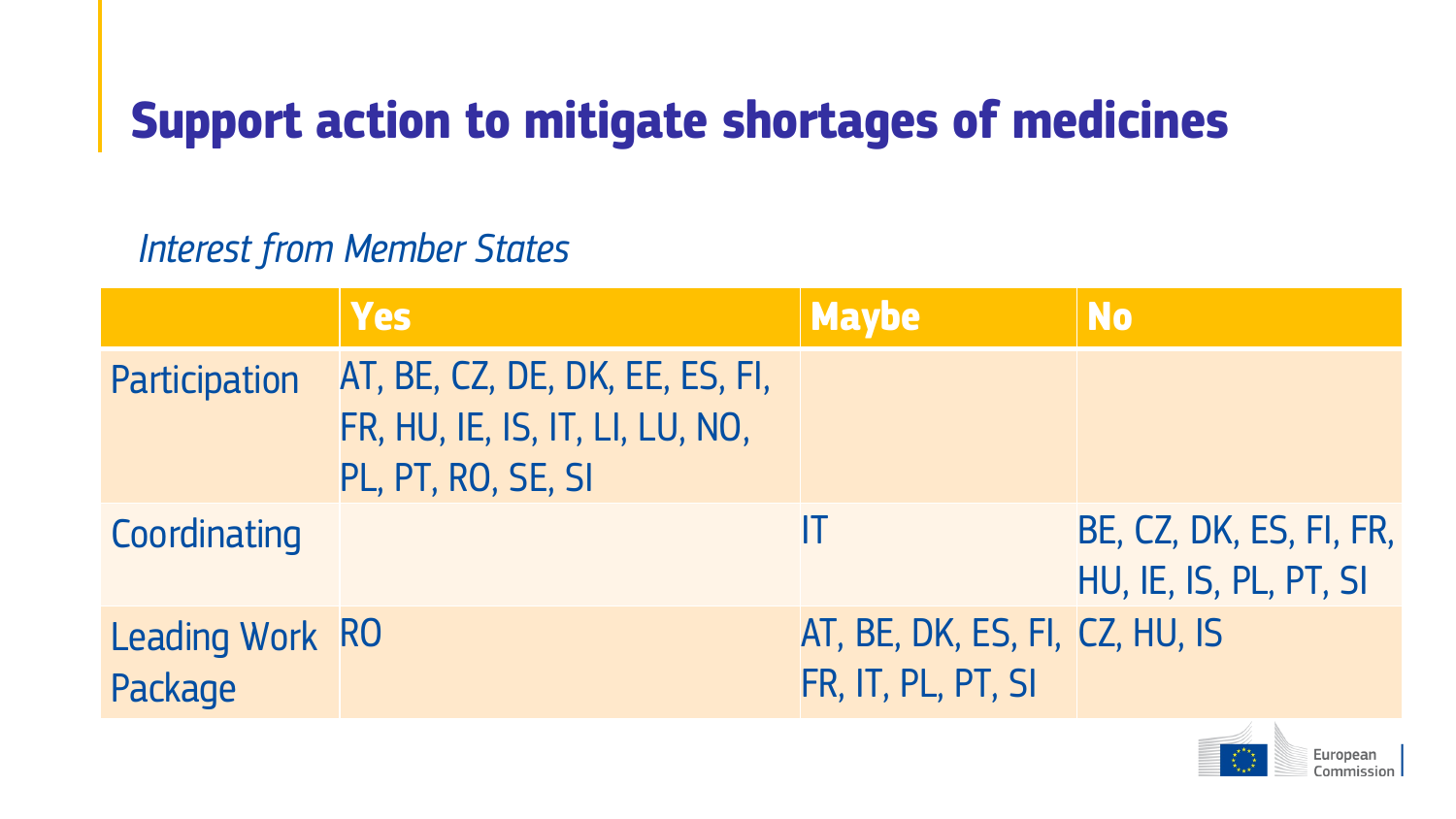# Support action to mitigate shortages of medicines

*Interest from Member States*

| | Yes | Maybe | No |
|---|---|---|---|
| Participation | AT, BE, CZ, DE, DK, EE, ES, FI, FR, HU, IE, IS, IT, LI, LU, NO, PL, PT, RO, SE, SI | | |
| Coordinating | | IT | BE, CZ, DK, ES, FI, FR, HU, IE, IS, PL, PT, SI |
| Leading Work Package | RO | AT, BE, DK, ES, FI, FR, IT, PL, PT, SI | CZ, HU, IS |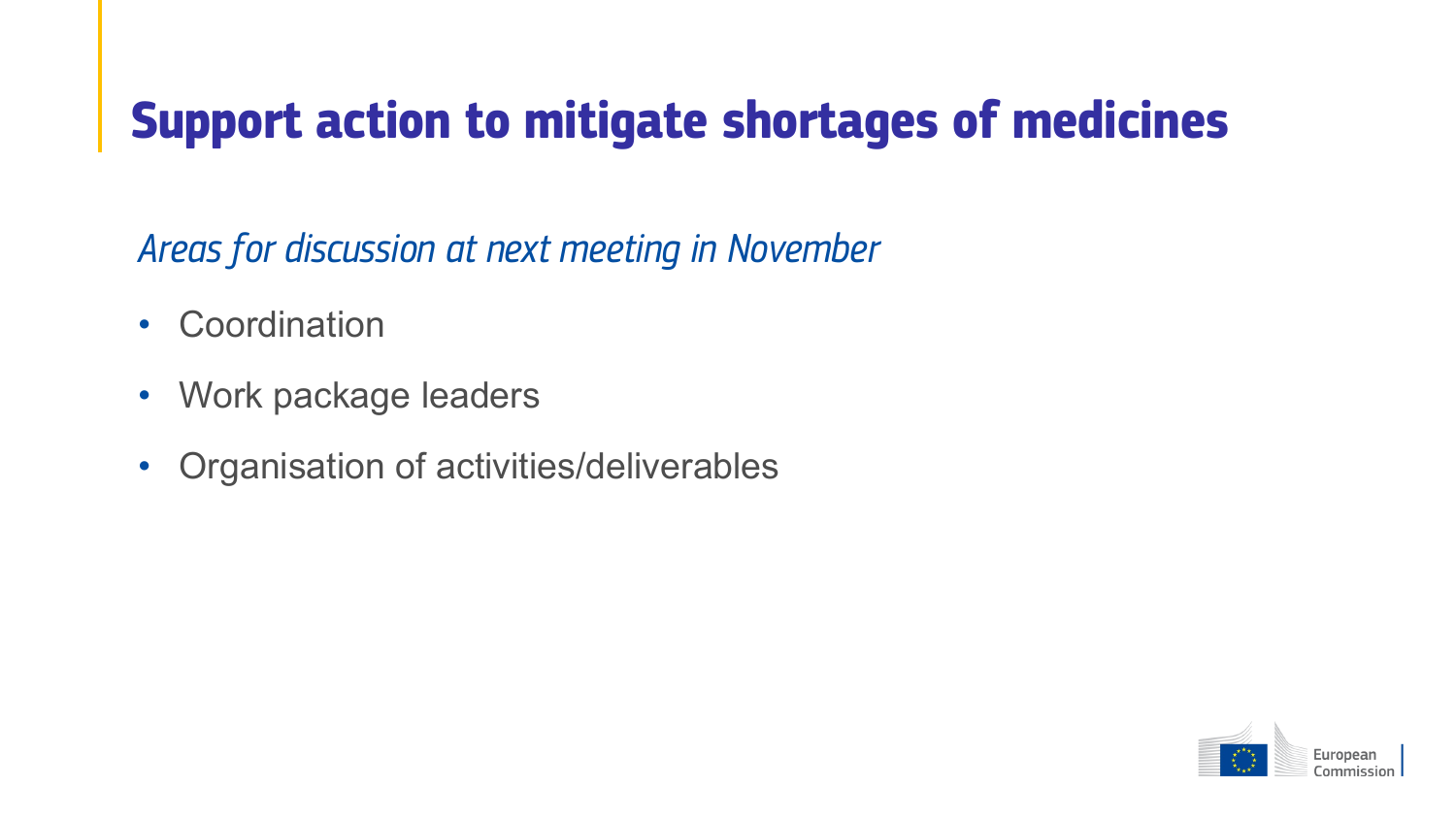# Support action to mitigate shortages of medicines

*Areas for discussion at next meeting in November*

- Coordination
- Work package leaders
- Organisation of activities/deliverables